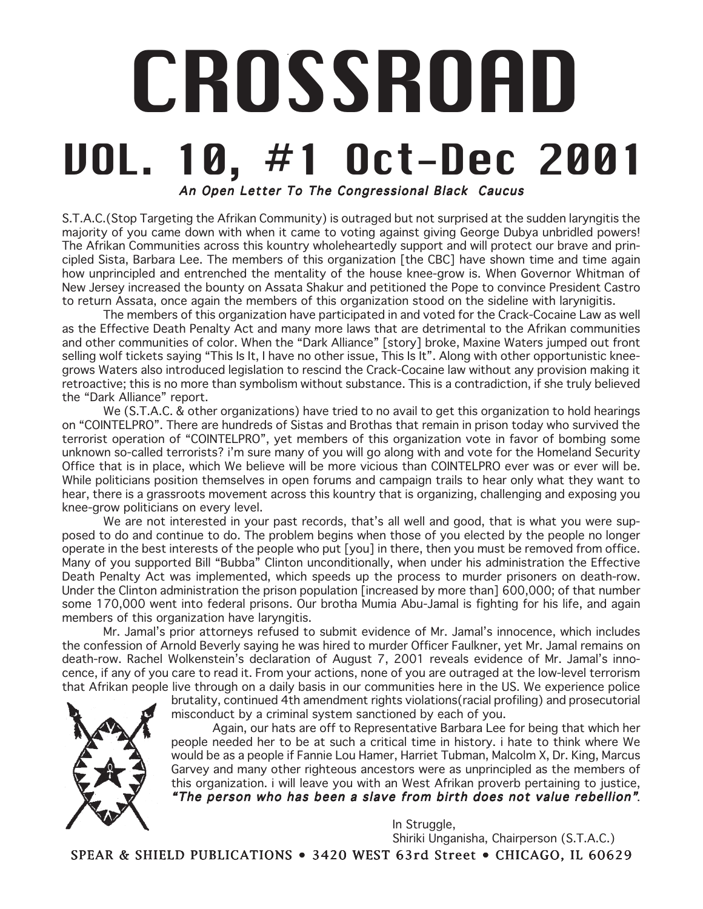# CROSSROAD

# VOL. 10, #1 Oct-Dec 2001

### *An Open Letter To The Congressional Black Caucus*

S.T.A.C.(Stop Targeting the Afrikan Community) is outraged but not surprised at the sudden laryngitis the majority of you came down with when it came to voting against giving George Dubya unbridled powers! The Afrikan Communities across this kountry wholeheartedly support and will protect our brave and principled Sista, Barbara Lee. The members of this organization [the CBC] have shown time and time again how unprincipled and entrenched the mentality of the house knee-grow is. When Governor Whitman of New Jersey increased the bounty on Assata Shakur and petitioned the Pope to convince President Castro to return Assata, once again the members of this organization stood on the sideline with larynigitis.

The members of this organization have participated in and voted for the Crack-Cocaine Law as well as the Effective Death Penalty Act and many more laws that are detrimental to the Afrikan communities and other communities of color. When the "Dark Alliance" [story] broke, Maxine Waters jumped out front selling wolf tickets saying "This Is It, I have no other issue, This Is It". Along with other opportunistic knee-grows Waters also introduced legislation to rescind the Crack-Cocaine law without any provision making it retroactive; this is no more than symbolism without substance. This is a contradiction, if she truly believed the "Dark Alliance" report.

We (S.T.A.C. & other organizations) have tried to no avail to get this organization to hold hearings on "COINTELPRO". There are hundreds of Sistas and Brothas that remain in prison today who survived the terrorist operation of "COINTELPRO", yet members of this organization vote in favor of bombing some unknown so-called terrorists? i'm sure many of you will go along with and vote for the Homeland Security Office that is in place, which We believe will be more vicious than COINTELPRO ever was or ever will be. While politicians position themselves in open forums and campaign trails to hear only what they want to hear, there is a grassroots movement across this kountry that is organizing, challenging and exposing you knee-grow politicians on every level.

We are not interested in your past records, that's all well and good, that is what you were supposed to do and continue to do. The problem begins when those of you elected by the people no longer operate in the best interests of the people who put [you] in there, then you must be removed from office. Many of you supported Bill "Bubba" Clinton unconditionally, when under his administration the Effective Death Penalty Act was implemented, which speeds up the process to murder prisoners on death-row. Under the Clinton administration the prison population [increased by more than] 600,000; of that number some 170,000 went into federal prisons. Our brotha Mumia Abu-Jamal is fighting for his life, and again members of this organization have laryngitis.

Mr. Jamal's prior attorneys refused to submit evidence of Mr. Jamal's innocence, which includes the confession of Arnold Beverly saying he was hired to murder Officer Faulkner, yet Mr. Jamal remains on death-row. Rachel Wolkenstein's declaration of August 7, 2001 reveals evidence of Mr. Jamal's innocence, if any of you care to read it. From your actions, none of you are outraged at the low-level terrorism that Afrikan people live through on a daily basis in our communities here in the US. We experience police brutality, continued 4th amendment rights violations(racial profiling) and prosecutorial misconduct by a criminal system sanctioned by each of you.

Again, our hats are off to Representative Barbara Lee for being that which her people needed her to be at such a critical time in history. i hate to think where We would be as a people if Fannie Lou Hamer, Harriet Tubman, Malcolm X, Dr. King, Marcus Garvey and many other righteous ancestors were as unprincipled as the members of this organization. i will leave you with an West Afrikan proverb pertaining to justice, ***"The person who has been a slave from birth does not value rebellion"***.

In Struggle,
Shiriki Unganisha, Chairperson (S.T.A.C.)

SPEAR & SHIELD PUBLICATIONS • 3420 WEST 63rd Street • CHICAGO, IL 60629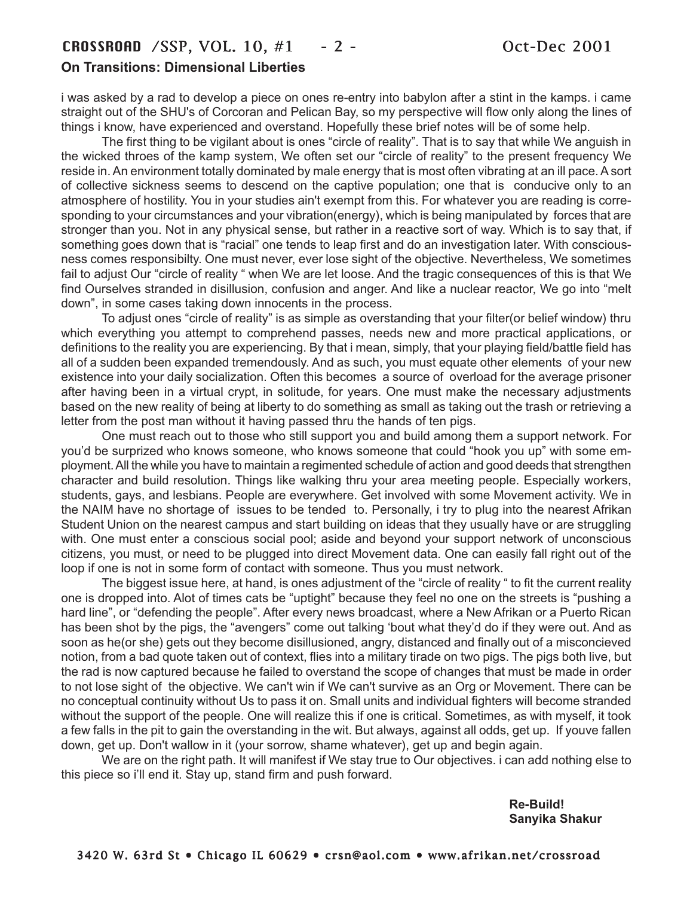## On Transitions: Dimensional Liberties

i was asked by a rad to develop a piece on ones re-entry into babylon after a stint in the kamps. i came straight out of the SHU's of Corcoran and Pelican Bay, so my perspective will flow only along the lines of things i know, have experienced and overstand. Hopefully these brief notes will be of some help.

The first thing to be vigilant about is ones "circle of reality". That is to say that while We anguish in the wicked throes of the kamp system, We often set our "circle of reality" to the present frequency We reside in. An environment totally dominated by male energy that is most often vibrating at an ill pace. A sort of collective sickness seems to descend on the captive population; one that is conducive only to an atmosphere of hostility. You in your studies ain't exempt from this. For whatever you are reading is corresponding to your circumstances and your vibration(energy), which is being manipulated by forces that are stronger than you. Not in any physical sense, but rather in a reactive sort of way. Which is to say that, if something goes down that is "racial" one tends to leap first and do an investigation later. With consciousness comes responsibilty. One must never, ever lose sight of the objective. Nevertheless, We sometimes fail to adjust Our "circle of reality " when We are let loose. And the tragic consequences of this is that We find Ourselves stranded in disillusion, confusion and anger. And like a nuclear reactor, We go into "melt down", in some cases taking down innocents in the process.

To adjust ones "circle of reality" is as simple as overstanding that your filter(or belief window) thru which everything you attempt to comprehend passes, needs new and more practical applications, or definitions to the reality you are experiencing. By that i mean, simply, that your playing field/battle field has all of a sudden been expanded tremendously. And as such, you must equate other elements of your new existence into your daily socialization. Often this becomes a source of overload for the average prisoner after having been in a virtual crypt, in solitude, for years. One must make the necessary adjustments based on the new reality of being at liberty to do something as small as taking out the trash or retrieving a letter from the post man without it having passed thru the hands of ten pigs.

One must reach out to those who still support you and build among them a support network. For you'd be surprized who knows someone, who knows someone that could "hook you up" with some employment. All the while you have to maintain a regimented schedule of action and good deeds that strengthen character and build resolution. Things like walking thru your area meeting people. Especially workers, students, gays, and lesbians. People are everywhere. Get involved with some Movement activity. We in the NAIM have no shortage of issues to be tended to. Personally, i try to plug into the nearest Afrikan Student Union on the nearest campus and start building on ideas that they usually have or are struggling with. One must enter a conscious social pool; aside and beyond your support network of unconscious citizens, you must, or need to be plugged into direct Movement data. One can easily fall right out of the loop if one is not in some form of contact with someone. Thus you must network.

The biggest issue here, at hand, is ones adjustment of the "circle of reality " to fit the current reality one is dropped into. Alot of times cats be "uptight" because they feel no one on the streets is "pushing a hard line", or "defending the people". After every news broadcast, where a New Afrikan or a Puerto Rican has been shot by the pigs, the "avengers" come out talking 'bout what they'd do if they were out. And as soon as he(or she) gets out they become disillusioned, angry, distanced and finally out of a misconcieved notion, from a bad quote taken out of context, flies into a military tirade on two pigs. The pigs both live, but the rad is now captured because he failed to overstand the scope of changes that must be made in order to not lose sight of the objective. We can't win if We can't survive as an Org or Movement. There can be no conceptual continuity without Us to pass it on. Small units and individual fighters will become stranded without the support of the people. One will realize this if one is critical. Sometimes, as with myself, it took a few falls in the pit to gain the overstanding in the wit. But always, against all odds, get up. If youve fallen down, get up. Don't wallow in it (your sorrow, shame whatever), get up and begin again.

We are on the right path. It will manifest if We stay true to Our objectives. i can add nothing else to this piece so i'll end it. Stay up, stand firm and push forward.

**Re-Build!**
**Sanyika Shakur**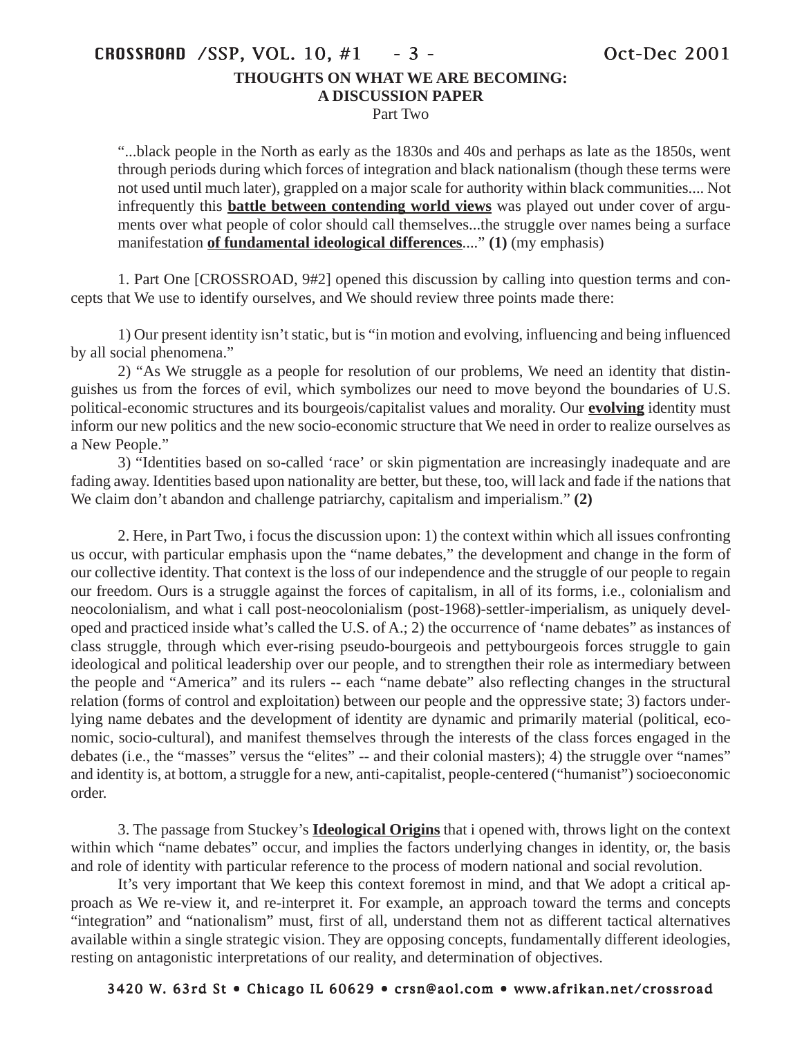**THOUGHTS ON WHAT WE ARE BECOMING:**
**A DISCUSSION PAPER**
Part Two

> "...black people in the North as early as the 1830s and 40s and perhaps as late as the 1850s, went through periods during which forces of integration and black nationalism (though these terms were not used until much later), grappled on a major scale for authority within black communities.... Not infrequently this **battle between contending world views** was played out under cover of arguments over what people of color should call themselves...the struggle over names being a surface manifestation **of fundamental ideological differences**...." **(1)** (my emphasis)

1. Part One [CROSSROAD, 9#2] opened this discussion by calling into question terms and concepts that We use to identify ourselves, and We should review three points made there:

1) Our present identity isn't static, but is "in motion and evolving, influencing and being influenced by all social phenomena."

2) "As We struggle as a people for resolution of our problems, We need an identity that distinguishes us from the forces of evil, which symbolizes our need to move beyond the boundaries of U.S. political-economic structures and its bourgeois/capitalist values and morality. Our **evolving** identity must inform our new politics and the new socio-economic structure that We need in order to realize ourselves as a New People."

3) "Identities based on so-called 'race' or skin pigmentation are increasingly inadequate and are fading away. Identities based upon nationality are better, but these, too, will lack and fade if the nations that We claim don't abandon and challenge patriarchy, capitalism and imperialism." **(2)**

2. Here, in Part Two, i focus the discussion upon: 1) the context within which all issues confronting us occur, with particular emphasis upon the "name debates," the development and change in the form of our collective identity. That context is the loss of our independence and the struggle of our people to regain our freedom. Ours is a struggle against the forces of capitalism, in all of its forms, i.e., colonialism and neocolonialism, and what i call post-neocolonialism (post-1968)-settler-imperialism, as uniquely developed and practiced inside what's called the U.S. of A.; 2) the occurrence of 'name debates" as instances of class struggle, through which ever-rising pseudo-bourgeois and pettybourgeois forces struggle to gain ideological and political leadership over our people, and to strengthen their role as intermediary between the people and "America" and its rulers -- each "name debate" also reflecting changes in the structural relation (forms of control and exploitation) between our people and the oppressive state; 3) factors underlying name debates and the development of identity are dynamic and primarily material (political, economic, socio-cultural), and manifest themselves through the interests of the class forces engaged in the debates (i.e., the "masses" versus the "elites" -- and their colonial masters); 4) the struggle over "names" and identity is, at bottom, a struggle for a new, anti-capitalist, people-centered ("humanist") socioeconomic order.

3. The passage from Stuckey's **Ideological Origins** that i opened with, throws light on the context within which "name debates" occur, and implies the factors underlying changes in identity, or, the basis and role of identity with particular reference to the process of modern national and social revolution.

It's very important that We keep this context foremost in mind, and that We adopt a critical approach as We re-view it, and re-interpret it. For example, an approach toward the terms and concepts "integration" and "nationalism" must, first of all, understand them not as different tactical alternatives available within a single strategic vision. They are opposing concepts, fundamentally different ideologies, resting on antagonistic interpretations of our reality, and determination of objectives.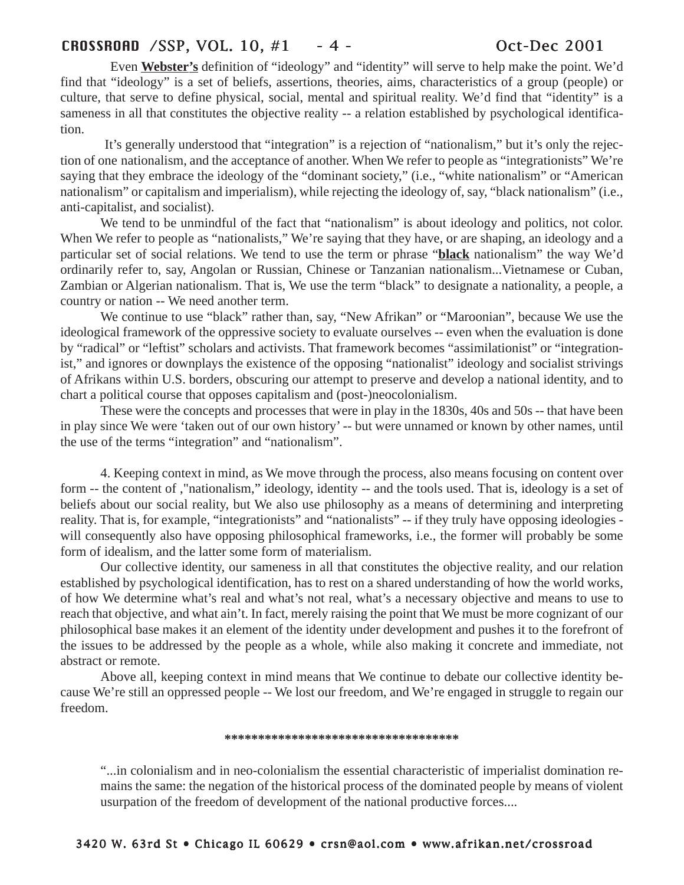Even **Webster's** definition of "ideology" and "identity" will serve to help make the point. We'd find that "ideology" is a set of beliefs, assertions, theories, aims, characteristics of a group (people) or culture, that serve to define physical, social, mental and spiritual reality. We'd find that "identity" is a sameness in all that constitutes the objective reality -- a relation established by psychological identification.

It's generally understood that "integration" is a rejection of "nationalism," but it's only the rejection of one nationalism, and the acceptance of another. When We refer to people as "integrationists" We're saying that they embrace the ideology of the "dominant society," (i.e., "white nationalism" or "American nationalism" or capitalism and imperialism), while rejecting the ideology of, say, "black nationalism" (i.e., anti-capitalist, and socialist).

We tend to be unmindful of the fact that "nationalism" is about ideology and politics, not color. When We refer to people as "nationalists," We're saying that they have, or are shaping, an ideology and a particular set of social relations. We tend to use the term or phrase "**black** nationalism" the way We'd ordinarily refer to, say, Angolan or Russian, Chinese or Tanzanian nationalism...Vietnamese or Cuban, Zambian or Algerian nationalism. That is, We use the term "black" to designate a nationality, a people, a country or nation -- We need another term.

We continue to use "black" rather than, say, "New Afrikan" or "Maroonian", because We use the ideological framework of the oppressive society to evaluate ourselves -- even when the evaluation is done by "radical" or "leftist" scholars and activists. That framework becomes "assimilationist" or "integrationist," and ignores or downplays the existence of the opposing "nationalist" ideology and socialist strivings of Afrikans within U.S. borders, obscuring our attempt to preserve and develop a national identity, and to chart a political course that opposes capitalism and (post-)neocolonialism.

These were the concepts and processes that were in play in the 1830s, 40s and 50s -- that have been in play since We were 'taken out of our own history' -- but were unnamed or known by other names, until the use of the terms "integration" and "nationalism".

4. Keeping context in mind, as We move through the process, also means focusing on content over form -- the content of ,"nationalism," ideology, identity -- and the tools used. That is, ideology is a set of beliefs about our social reality, but We also use philosophy as a means of determining and interpreting reality. That is, for example, "integrationists" and "nationalists" -- if they truly have opposing ideologies - will consequently also have opposing philosophical frameworks, i.e., the former will probably be some form of idealism, and the latter some form of materialism.

Our collective identity, our sameness in all that constitutes the objective reality, and our relation established by psychological identification, has to rest on a shared understanding of how the world works, of how We determine what's real and what's not real, what's a necessary objective and means to use to reach that objective, and what ain't. In fact, merely raising the point that We must be more cognizant of our philosophical base makes it an element of the identity under development and pushes it to the forefront of the issues to be addressed by the people as a whole, while also making it concrete and immediate, not abstract or remote.

Above all, keeping context in mind means that We continue to debate our collective identity because We're still an oppressed people -- We lost our freedom, and We're engaged in struggle to regain our freedom.

***********************************

"...in colonialism and in neo-colonialism the essential characteristic of imperialist domination remains the same: the negation of the historical process of the dominated people by means of violent usurpation of the freedom of development of the national productive forces....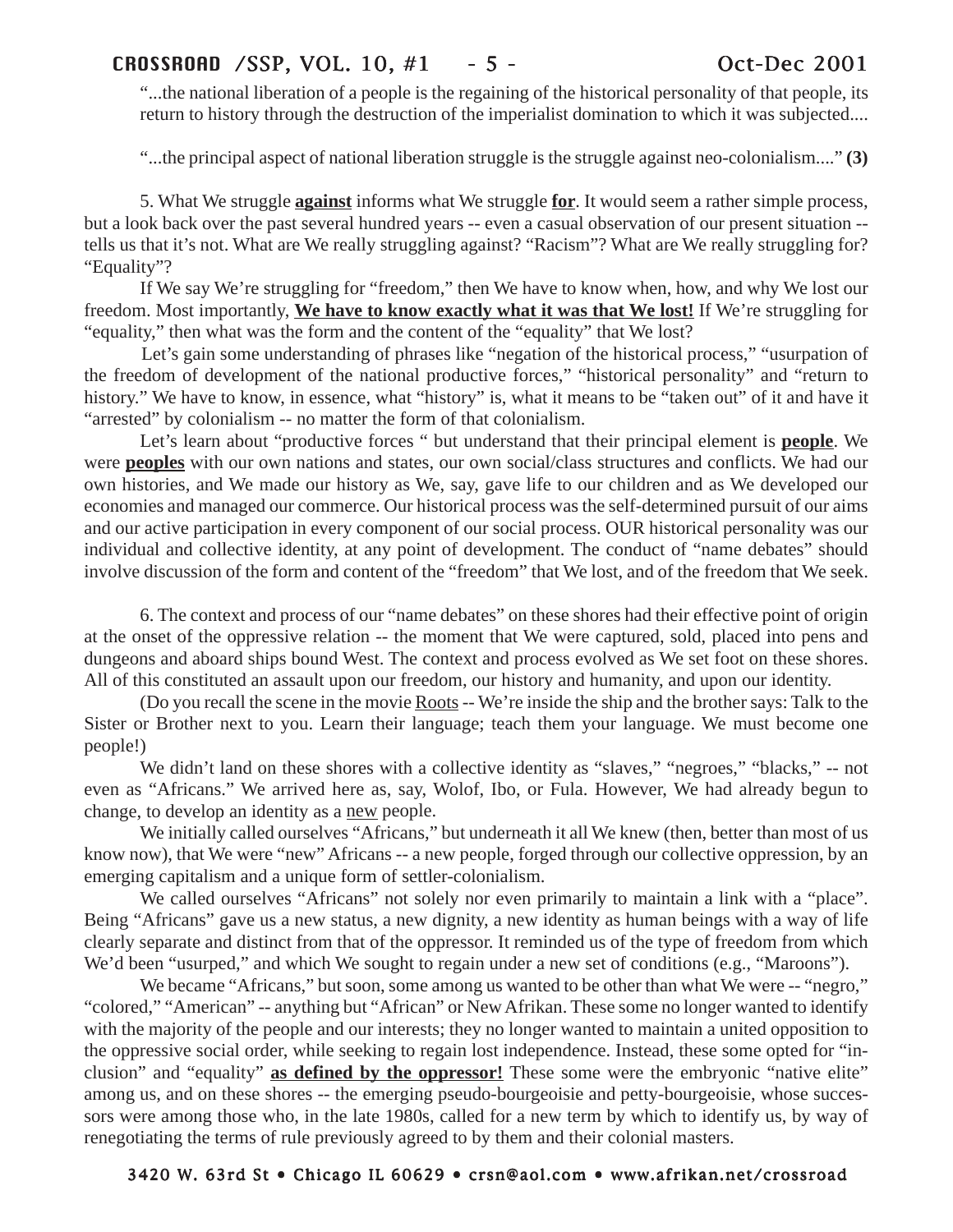"...the national liberation of a people is the regaining of the historical personality of that people, its return to history through the destruction of the imperialist domination to which it was subjected....

"...the principal aspect of national liberation struggle is the struggle against neo-colonialism...." **(3)**

5. What We struggle **against** informs what We struggle **for**. It would seem a rather simple process, but a look back over the past several hundred years -- even a casual observation of our present situation -- tells us that it's not. What are We really struggling against? "Racism"? What are We really struggling for? "Equality"?

If We say We're struggling for "freedom," then We have to know when, how, and why We lost our freedom. Most importantly, **We have to know exactly what it was that We lost!** If We're struggling for "equality," then what was the form and the content of the "equality" that We lost?

Let's gain some understanding of phrases like "negation of the historical process," "usurpation of the freedom of development of the national productive forces," "historical personality" and "return to history." We have to know, in essence, what "history" is, what it means to be "taken out" of it and have it "arrested" by colonialism -- no matter the form of that colonialism.

Let's learn about "productive forces " but understand that their principal element is **people**. We were **peoples** with our own nations and states, our own social/class structures and conflicts. We had our own histories, and We made our history as We, say, gave life to our children and as We developed our economies and managed our commerce. Our historical process was the self-determined pursuit of our aims and our active participation in every component of our social process. OUR historical personality was our individual and collective identity, at any point of development. The conduct of "name debates" should involve discussion of the form and content of the "freedom" that We lost, and of the freedom that We seek.

6. The context and process of our "name debates" on these shores had their effective point of origin at the onset of the oppressive relation -- the moment that We were captured, sold, placed into pens and dungeons and aboard ships bound West. The context and process evolved as We set foot on these shores. All of this constituted an assault upon our freedom, our history and humanity, and upon our identity.

(Do you recall the scene in the movie Roots -- We're inside the ship and the brother says: Talk to the Sister or Brother next to you. Learn their language; teach them your language. We must become one people!)

We didn't land on these shores with a collective identity as "slaves," "negroes," "blacks," -- not even as "Africans." We arrived here as, say, Wolof, Ibo, or Fula. However, We had already begun to change, to develop an identity as a new people.

We initially called ourselves "Africans," but underneath it all We knew (then, better than most of us know now), that We were "new" Africans -- a new people, forged through our collective oppression, by an emerging capitalism and a unique form of settler-colonialism.

We called ourselves "Africans" not solely nor even primarily to maintain a link with a "place". Being "Africans" gave us a new status, a new dignity, a new identity as human beings with a way of life clearly separate and distinct from that of the oppressor. It reminded us of the type of freedom from which We'd been "usurped," and which We sought to regain under a new set of conditions (e.g., "Maroons").

We became "Africans," but soon, some among us wanted to be other than what We were -- "negro," "colored," "American" -- anything but "African" or New Afrikan. These some no longer wanted to identify with the majority of the people and our interests; they no longer wanted to maintain a united opposition to the oppressive social order, while seeking to regain lost independence. Instead, these some opted for "inclusion" and "equality" **as defined by the oppressor!** These some were the embryonic "native elite" among us, and on these shores -- the emerging pseudo-bourgeoisie and petty-bourgeoisie, whose successors were among those who, in the late 1980s, called for a new term by which to identify us, by way of renegotiating the terms of rule previously agreed to by them and their colonial masters.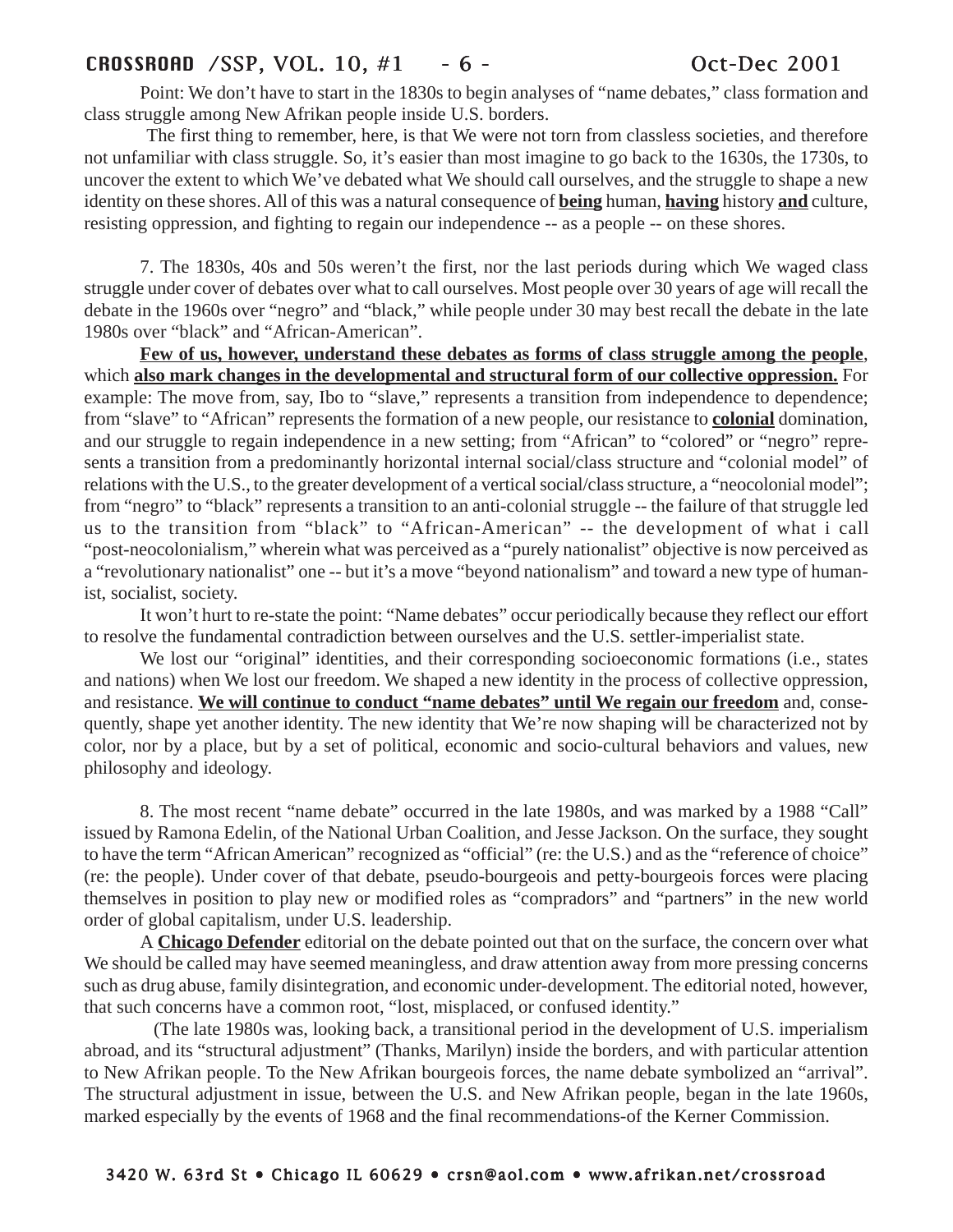Point: We don't have to start in the 1830s to begin analyses of "name debates," class formation and class struggle among New Afrikan people inside U.S. borders.

The first thing to remember, here, is that We were not torn from classless societies, and therefore not unfamiliar with class struggle. So, it's easier than most imagine to go back to the 1630s, the 1730s, to uncover the extent to which We've debated what We should call ourselves, and the struggle to shape a new identity on these shores. All of this was a natural consequence of **being** human, **having** history **and** culture, resisting oppression, and fighting to regain our independence -- as a people -- on these shores.

7. The 1830s, 40s and 50s weren't the first, nor the last periods during which We waged class struggle under cover of debates over what to call ourselves. Most people over 30 years of age will recall the debate in the 1960s over "negro" and "black," while people under 30 may best recall the debate in the late 1980s over "black" and "African-American".

**Few of us, however, understand these debates as forms of class struggle among the people**, which **also mark changes in the developmental and structural form of our collective oppression.** For example: The move from, say, Ibo to "slave," represents a transition from independence to dependence; from "slave" to "African" represents the formation of a new people, our resistance to **colonial** domination, and our struggle to regain independence in a new setting; from "African" to "colored" or "negro" represents a transition from a predominantly horizontal internal social/class structure and "colonial model" of relations with the U.S., to the greater development of a vertical social/class structure, a "neocolonial model"; from "negro" to "black" represents a transition to an anti-colonial struggle -- the failure of that struggle led us to the transition from "black" to "African-American" -- the development of what i call "post-neocolonialism," wherein what was perceived as a "purely nationalist" objective is now perceived as a "revolutionary nationalist" one -- but it's a move "beyond nationalism" and toward a new type of humanist, socialist, society.

It won't hurt to re-state the point: "Name debates" occur periodically because they reflect our effort to resolve the fundamental contradiction between ourselves and the U.S. settler-imperialist state.

We lost our "original" identities, and their corresponding socioeconomic formations (i.e., states and nations) when We lost our freedom. We shaped a new identity in the process of collective oppression, and resistance. **We will continue to conduct "name debates" until We regain our freedom** and, consequently, shape yet another identity. The new identity that We're now shaping will be characterized not by color, nor by a place, but by a set of political, economic and socio-cultural behaviors and values, new philosophy and ideology.

8. The most recent "name debate" occurred in the late 1980s, and was marked by a 1988 "Call" issued by Ramona Edelin, of the National Urban Coalition, and Jesse Jackson. On the surface, they sought to have the term "African American" recognized as "official" (re: the U.S.) and as the "reference of choice" (re: the people). Under cover of that debate, pseudo-bourgeois and petty-bourgeois forces were placing themselves in position to play new or modified roles as "compradors" and "partners" in the new world order of global capitalism, under U.S. leadership.

A **Chicago Defender** editorial on the debate pointed out that on the surface, the concern over what We should be called may have seemed meaningless, and draw attention away from more pressing concerns such as drug abuse, family disintegration, and economic under-development. The editorial noted, however, that such concerns have a common root, "lost, misplaced, or confused identity."

(The late 1980s was, looking back, a transitional period in the development of U.S. imperialism abroad, and its "structural adjustment" (Thanks, Marilyn) inside the borders, and with particular attention to New Afrikan people. To the New Afrikan bourgeois forces, the name debate symbolized an "arrival". The structural adjustment in issue, between the U.S. and New Afrikan people, began in the late 1960s, marked especially by the events of 1968 and the final recommendations-of the Kerner Commission.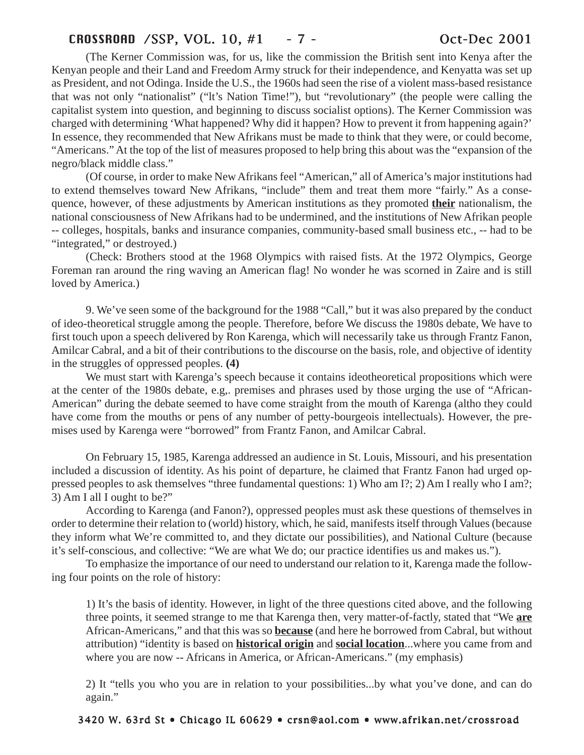(The Kerner Commission was, for us, like the commission the British sent into Kenya after the Kenyan people and their Land and Freedom Army struck for their independence, and Kenyatta was set up as President, and not Odinga. Inside the U.S., the 1960s had seen the rise of a violent mass-based resistance that was not only "nationalist" ("It's Nation Time!"), but "revolutionary" (the people were calling the capitalist system into question, and beginning to discuss socialist options). The Kerner Commission was charged with determining 'What happened? Why did it happen? How to prevent it from happening again?' In essence, they recommended that New Afrikans must be made to think that they were, or could become, "Americans." At the top of the list of measures proposed to help bring this about was the "expansion of the negro/black middle class."

(Of course, in order to make New Afrikans feel "American," all of America's major institutions had to extend themselves toward New Afrikans, "include" them and treat them more "fairly." As a consequence, however, of these adjustments by American institutions as they promoted **<u>their</u>** nationalism, the national consciousness of New Afrikans had to be undermined, and the institutions of New Afrikan people -- colleges, hospitals, banks and insurance companies, community-based small business etc., -- had to be "integrated," or destroyed.)

(Check: Brothers stood at the 1968 Olympics with raised fists. At the 1972 Olympics, George Foreman ran around the ring waving an American flag! No wonder he was scorned in Zaire and is still loved by America.)

9. We've seen some of the background for the 1988 "Call," but it was also prepared by the conduct of ideo-theoretical struggle among the people. Therefore, before We discuss the 1980s debate, We have to first touch upon a speech delivered by Ron Karenga, which will necessarily take us through Frantz Fanon, Amilcar Cabral, and a bit of their contributions to the discourse on the basis, role, and objective of identity in the struggles of oppressed peoples. **(4)**

We must start with Karenga's speech because it contains ideotheoretical propositions which were at the center of the 1980s debate, e.g,. premises and phrases used by those urging the use of "African-American" during the debate seemed to have come straight from the mouth of Karenga (altho they could have come from the mouths or pens of any number of petty-bourgeois intellectuals). However, the premises used by Karenga were "borrowed" from Frantz Fanon, and Amilcar Cabral.

On February 15, 1985, Karenga addressed an audience in St. Louis, Missouri, and his presentation included a discussion of identity. As his point of departure, he claimed that Frantz Fanon had urged oppressed peoples to ask themselves "three fundamental questions: 1) Who am I?; 2) Am I really who I am?; 3) Am I all I ought to be?"

According to Karenga (and Fanon?), oppressed peoples must ask these questions of themselves in order to determine their relation to (world) history, which, he said, manifests itself through Values (because they inform what We're committed to, and they dictate our possibilities), and National Culture (because it's self-conscious, and collective: "We are what We do; our practice identifies us and makes us.").

To emphasize the importance of our need to understand our relation to it, Karenga made the following four points on the role of history:

> 1) It's the basis of identity. However, in light of the three questions cited above, and the following three points, it seemed strange to me that Karenga then, very matter-of-factly, stated that "We **<u>are</u>** African-Americans," and that this was so **<u>because</u>** (and here he borrowed from Cabral, but without attribution) "identity is based on **<u>historical origin</u>** and **<u>social location</u>**...where you came from and where you are now -- Africans in America, or African-Americans." (my emphasis)
>
> 2) It "tells you who you are in relation to your possibilities...by what you've done, and can do again."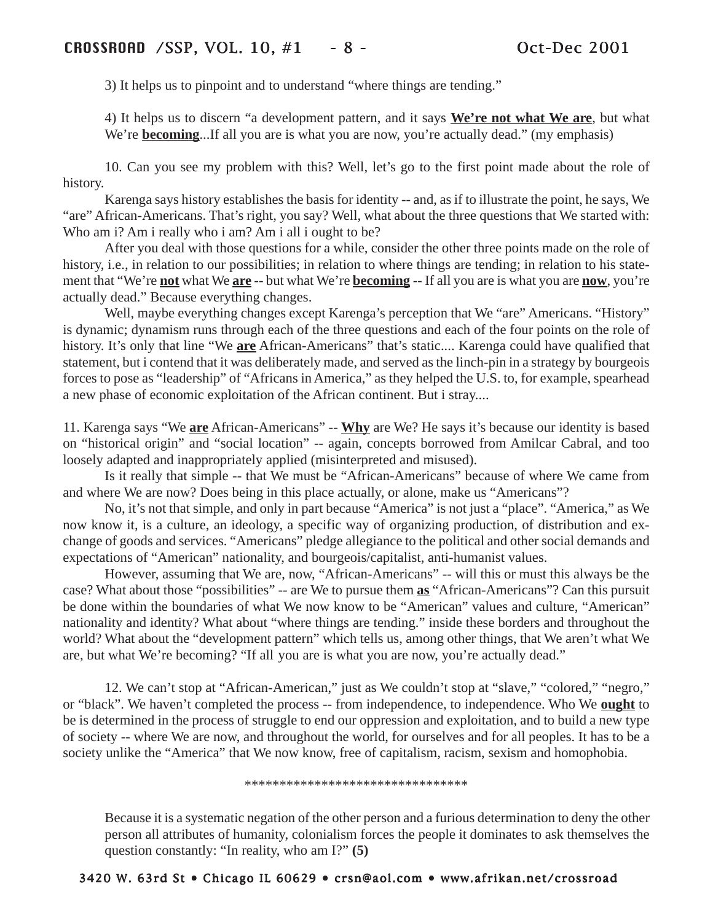3) It helps us to pinpoint and to understand “where things are tending.”

4) It helps us to discern “a development pattern, and it says **We’re not what We are**, but what We’re **becoming**...If all you are is what you are now, you’re actually dead.” (my emphasis)

10. Can you see my problem with this? Well, let’s go to the first point made about the role of history.

Karenga says history establishes the basis for identity -- and, as if to illustrate the point, he says, We “are” African-Americans. That’s right, you say? Well, what about the three questions that We started with: Who am i? Am i really who i am? Am i all i ought to be?

After you deal with those questions for a while, consider the other three points made on the role of history, i.e., in relation to our possibilities; in relation to where things are tending; in relation to his statement that “We’re **not** what We **are** -- but what We’re **becoming** -- If all you are is what you are **now**, you’re actually dead.” Because everything changes.

Well, maybe everything changes except Karenga’s perception that We “are” Americans. “History” is dynamic; dynamism runs through each of the three questions and each of the four points on the role of history. It’s only that line “We **are** African-Americans” that’s static.... Karenga could have qualified that statement, but i contend that it was deliberately made, and served as the linch-pin in a strategy by bourgeois forces to pose as “leadership” of “Africans in America,” as they helped the U.S. to, for example, spearhead a new phase of economic exploitation of the African continent. But i stray....

11. Karenga says “We **are** African-Americans” -- **Why** are We? He says it’s because our identity is based on “historical origin” and “social location” -- again, concepts borrowed from Amilcar Cabral, and too loosely adapted and inappropriately applied (misinterpreted and misused).

Is it really that simple -- that We must be “African-Americans” because of where We came from and where We are now? Does being in this place actually, or alone, make us “Americans”?

No, it’s not that simple, and only in part because “America” is not just a “place”. “America,” as We now know it, is a culture, an ideology, a specific way of organizing production, of distribution and exchange of goods and services. “Americans” pledge allegiance to the political and other social demands and expectations of “American” nationality, and bourgeois/capitalist, anti-humanist values.

However, assuming that We are, now, “African-Americans” -- will this or must this always be the case? What about those “possibilities” -- are We to pursue them **as** “African-Americans”? Can this pursuit be done within the boundaries of what We now know to be “American” values and culture, “American” nationality and identity? What about “where things are tending.” inside these borders and throughout the world? What about the “development pattern” which tells us, among other things, that We aren’t what We are, but what We’re becoming? “If all you are is what you are now, you’re actually dead.”

12. We can’t stop at “African-American,” just as We couldn’t stop at “slave,” “colored,” “negro,” or “black”. We haven’t completed the process -- from independence, to independence. Who We **ought** to be is determined in the process of struggle to end our oppression and exploitation, and to build a new type of society -- where We are now, and throughout the world, for ourselves and for all peoples. It has to be a society unlike the “America” that We now know, free of capitalism, racism, sexism and homophobia.

********************************

Because it is a systematic negation of the other person and a furious determination to deny the other person all attributes of humanity, colonialism forces the people it dominates to ask themselves the question constantly: “In reality, who am I?” **(5)**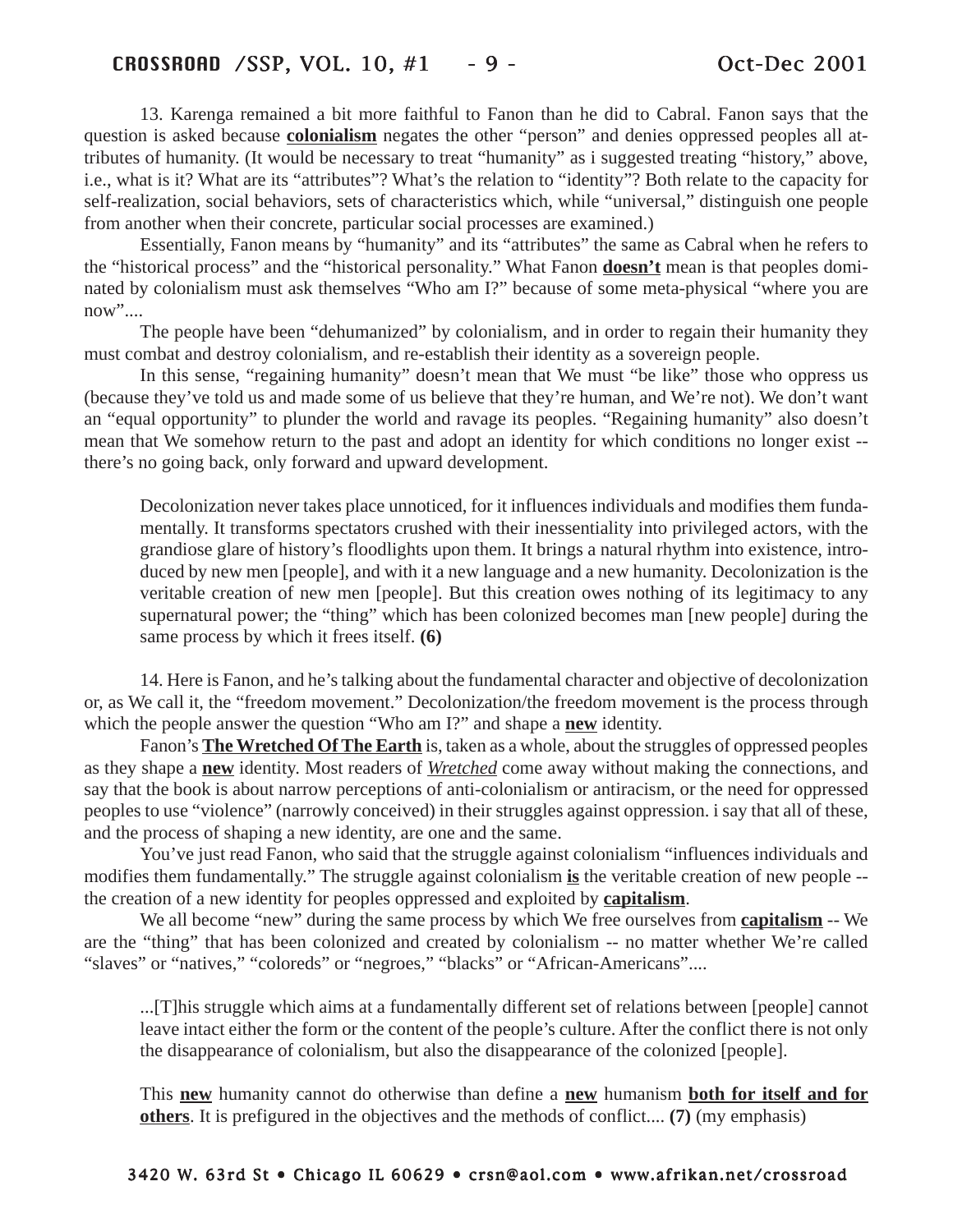13. Karenga remained a bit more faithful to Fanon than he did to Cabral. Fanon says that the question is asked because **colonialism** negates the other "person" and denies oppressed peoples all attributes of humanity. (It would be necessary to treat "humanity" as i suggested treating "history," above, i.e., what is it? What are its "attributes"? What's the relation to "identity"? Both relate to the capacity for self-realization, social behaviors, sets of characteristics which, while "universal," distinguish one people from another when their concrete, particular social processes are examined.)

Essentially, Fanon means by "humanity" and its "attributes" the same as Cabral when he refers to the "historical process" and the "historical personality." What Fanon **doesn't** mean is that peoples dominated by colonialism must ask themselves "Who am I?" because of some meta-physical "where you are now"....

The people have been "dehumanized" by colonialism, and in order to regain their humanity they must combat and destroy colonialism, and re-establish their identity as a sovereign people.

In this sense, "regaining humanity" doesn't mean that We must "be like" those who oppress us (because they've told us and made some of us believe that they're human, and We're not). We don't want an "equal opportunity" to plunder the world and ravage its peoples. "Regaining humanity" also doesn't mean that We somehow return to the past and adopt an identity for which conditions no longer exist -- there's no going back, only forward and upward development.

> Decolonization never takes place unnoticed, for it influences individuals and modifies them fundamentally. It transforms spectators crushed with their inessentiality into privileged actors, with the grandiose glare of history's floodlights upon them. It brings a natural rhythm into existence, introduced by new men [people], and with it a new language and a new humanity. Decolonization is the veritable creation of new men [people]. But this creation owes nothing of its legitimacy to any supernatural power; the "thing" which has been colonized becomes man [new people] during the same process by which it frees itself. **(6)**

14. Here is Fanon, and he's talking about the fundamental character and objective of decolonization or, as We call it, the "freedom movement." Decolonization/the freedom movement is the process through which the people answer the question "Who am I?" and shape a **new** identity.

Fanon's **The Wretched Of The Earth** is, taken as a whole, about the struggles of oppressed peoples as they shape a **new** identity. Most readers of *Wretched* come away without making the connections, and say that the book is about narrow perceptions of anti-colonialism or antiracism, or the need for oppressed peoples to use "violence" (narrowly conceived) in their struggles against oppression. i say that all of these, and the process of shaping a new identity, are one and the same.

You've just read Fanon, who said that the struggle against colonialism "influences individuals and modifies them fundamentally." The struggle against colonialism **is** the veritable creation of new people -- the creation of a new identity for peoples oppressed and exploited by **capitalism**.

We all become "new" during the same process by which We free ourselves from **capitalism** -- We are the "thing" that has been colonized and created by colonialism -- no matter whether We're called "slaves" or "natives," "coloreds" or "negroes," "blacks" or "African-Americans"....

> ...[T]his struggle which aims at a fundamentally different set of relations between [people] cannot leave intact either the form or the content of the people's culture. After the conflict there is not only the disappearance of colonialism, but also the disappearance of the colonized [people].
>
> This **new** humanity cannot do otherwise than define a **new** humanism **both for itself and for others**. It is prefigured in the objectives and the methods of conflict.... **(7)** (my emphasis)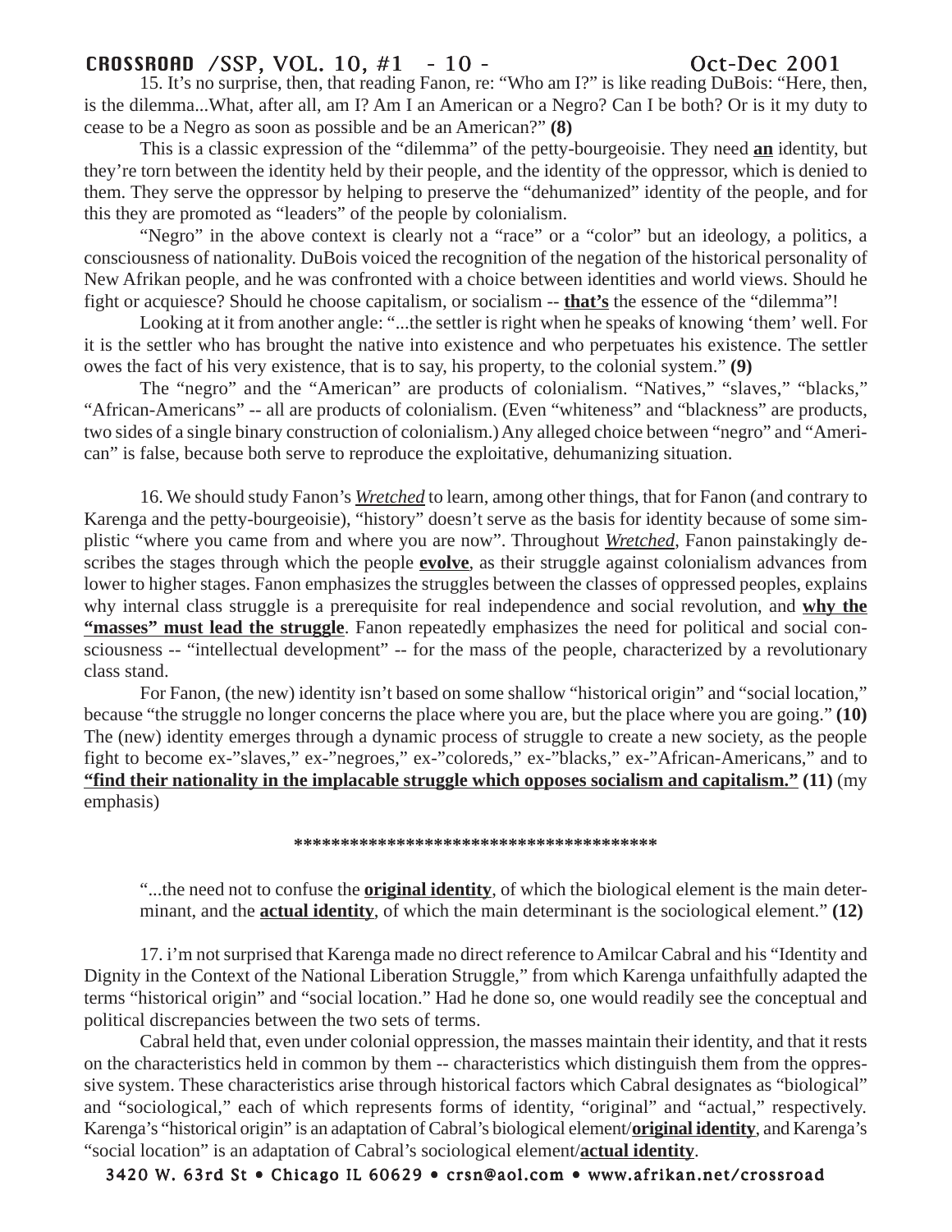15. It's no surprise, then, that reading Fanon, re: "Who am I?" is like reading DuBois: "Here, then, is the dilemma...What, after all, am I? Am I an American or a Negro? Can I be both? Or is it my duty to cease to be a Negro as soon as possible and be an American?" **(8)**

This is a classic expression of the "dilemma" of the petty-bourgeoisie. They need **<u>an</u>** identity, but they're torn between the identity held by their people, and the identity of the oppressor, which is denied to them. They serve the oppressor by helping to preserve the "dehumanized" identity of the people, and for this they are promoted as "leaders" of the people by colonialism.

"Negro" in the above context is clearly not a "race" or a "color" but an ideology, a politics, a consciousness of nationality. DuBois voiced the recognition of the negation of the historical personality of New Afrikan people, and he was confronted with a choice between identities and world views. Should he fight or acquiesce? Should he choose capitalism, or socialism -- **<u>that's</u>** the essence of the "dilemma"!

Looking at it from another angle: "...the settler is right when he speaks of knowing 'them' well. For it is the settler who has brought the native into existence and who perpetuates his existence. The settler owes the fact of his very existence, that is to say, his property, to the colonial system." **(9)**

The "negro" and the "American" are products of colonialism. "Natives," "slaves," "blacks," "African-Americans" -- all are products of colonialism. (Even "whiteness" and "blackness" are products, two sides of a single binary construction of colonialism.) Any alleged choice between "negro" and "American" is false, because both serve to reproduce the exploitative, dehumanizing situation.

16. We should study Fanon's *<u>Wretched</u>* to learn, among other things, that for Fanon (and contrary to Karenga and the petty-bourgeoisie), "history" doesn't serve as the basis for identity because of some simplistic "where you came from and where you are now". Throughout *<u>Wretched</u>*, Fanon painstakingly describes the stages through which the people **<u>evolve</u>**, as their struggle against colonialism advances from lower to higher stages. Fanon emphasizes the struggles between the classes of oppressed peoples, explains why internal class struggle is a prerequisite for real independence and social revolution, and **<u>why the "masses" must lead the struggle</u>**. Fanon repeatedly emphasizes the need for political and social consciousness -- "intellectual development" -- for the mass of the people, characterized by a revolutionary class stand.

For Fanon, (the new) identity isn't based on some shallow "historical origin" and "social location," because "the struggle no longer concerns the place where you are, but the place where you are going." **(10)** The (new) identity emerges through a dynamic process of struggle to create a new society, as the people fight to become ex-"slaves," ex-"negroes," ex-"coloreds," ex-"blacks," ex-"African-Americans," and to **<u>"find their nationality in the implacable struggle which opposes socialism and capitalism."</u>** **(11)** (my emphasis)

****************************************

> "...the need not to confuse the **<u>original identity</u>**, of which the biological element is the main determinant, and the **<u>actual identity</u>**, of which the main determinant is the sociological element." **(12)**

17. i'm not surprised that Karenga made no direct reference to Amilcar Cabral and his "Identity and Dignity in the Context of the National Liberation Struggle," from which Karenga unfaithfully adapted the terms "historical origin" and "social location." Had he done so, one would readily see the conceptual and political discrepancies between the two sets of terms.

Cabral held that, even under colonial oppression, the masses maintain their identity, and that it rests on the characteristics held in common by them -- characteristics which distinguish them from the oppressive system. These characteristics arise through historical factors which Cabral designates as "biological" and "sociological," each of which represents forms of identity, "original" and "actual," respectively. Karenga's "historical origin" is an adaptation of Cabral's biological element/**<u>original identity</u>**, and Karenga's "social location" is an adaptation of Cabral's sociological element/**<u>actual identity</u>**.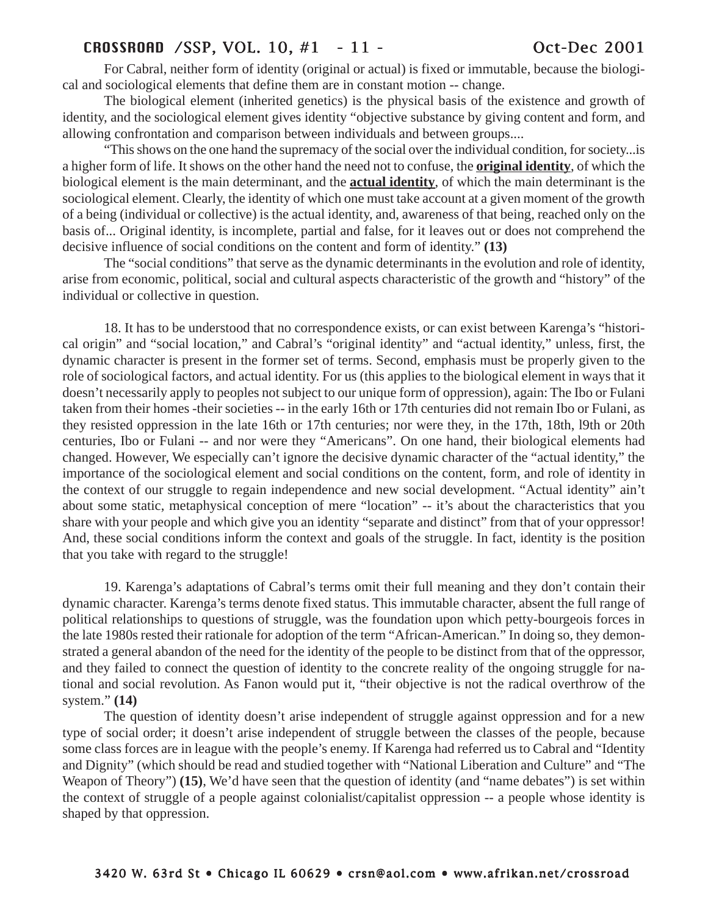For Cabral, neither form of identity (original or actual) is fixed or immutable, because the biological and sociological elements that define them are in constant motion -- change.

The biological element (inherited genetics) is the physical basis of the existence and growth of identity, and the sociological element gives identity "objective substance by giving content and form, and allowing confrontation and comparison between individuals and between groups....

"This shows on the one hand the supremacy of the social over the individual condition, for society...is a higher form of life. It shows on the other hand the need not to confuse, the **original identity**, of which the biological element is the main determinant, and the **actual identity**, of which the main determinant is the sociological element. Clearly, the identity of which one must take account at a given moment of the growth of a being (individual or collective) is the actual identity, and, awareness of that being, reached only on the basis of... Original identity, is incomplete, partial and false, for it leaves out or does not comprehend the decisive influence of social conditions on the content and form of identity." **(13)**

The "social conditions" that serve as the dynamic determinants in the evolution and role of identity, arise from economic, political, social and cultural aspects characteristic of the growth and "history" of the individual or collective in question.

18. It has to be understood that no correspondence exists, or can exist between Karenga's "historical origin" and "social location," and Cabral's "original identity" and "actual identity," unless, first, the dynamic character is present in the former set of terms. Second, emphasis must be properly given to the role of sociological factors, and actual identity. For us (this applies to the biological element in ways that it doesn't necessarily apply to peoples not subject to our unique form of oppression), again: The Ibo or Fulani taken from their homes -their societies -- in the early 16th or 17th centuries did not remain Ibo or Fulani, as they resisted oppression in the late 16th or 17th centuries; nor were they, in the 17th, 18th, l9th or 20th centuries, Ibo or Fulani -- and nor were they "Americans". On one hand, their biological elements had changed. However, We especially can't ignore the decisive dynamic character of the "actual identity," the importance of the sociological element and social conditions on the content, form, and role of identity in the context of our struggle to regain independence and new social development. "Actual identity" ain't about some static, metaphysical conception of mere "location" -- it's about the characteristics that you share with your people and which give you an identity "separate and distinct" from that of your oppressor! And, these social conditions inform the context and goals of the struggle. In fact, identity is the position that you take with regard to the struggle!

19. Karenga's adaptations of Cabral's terms omit their full meaning and they don't contain their dynamic character. Karenga's terms denote fixed status. This immutable character, absent the full range of political relationships to questions of struggle, was the foundation upon which petty-bourgeois forces in the late 1980s rested their rationale for adoption of the term "African-American." In doing so, they demonstrated a general abandon of the need for the identity of the people to be distinct from that of the oppressor, and they failed to connect the question of identity to the concrete reality of the ongoing struggle for national and social revolution. As Fanon would put it, "their objective is not the radical overthrow of the system." **(14)**

The question of identity doesn't arise independent of struggle against oppression and for a new type of social order; it doesn't arise independent of struggle between the classes of the people, because some class forces are in league with the people's enemy. If Karenga had referred us to Cabral and "Identity and Dignity" (which should be read and studied together with "National Liberation and Culture" and "The Weapon of Theory") **(15)**, We'd have seen that the question of identity (and "name debates") is set within the context of struggle of a people against colonialist/capitalist oppression -- a people whose identity is shaped by that oppression.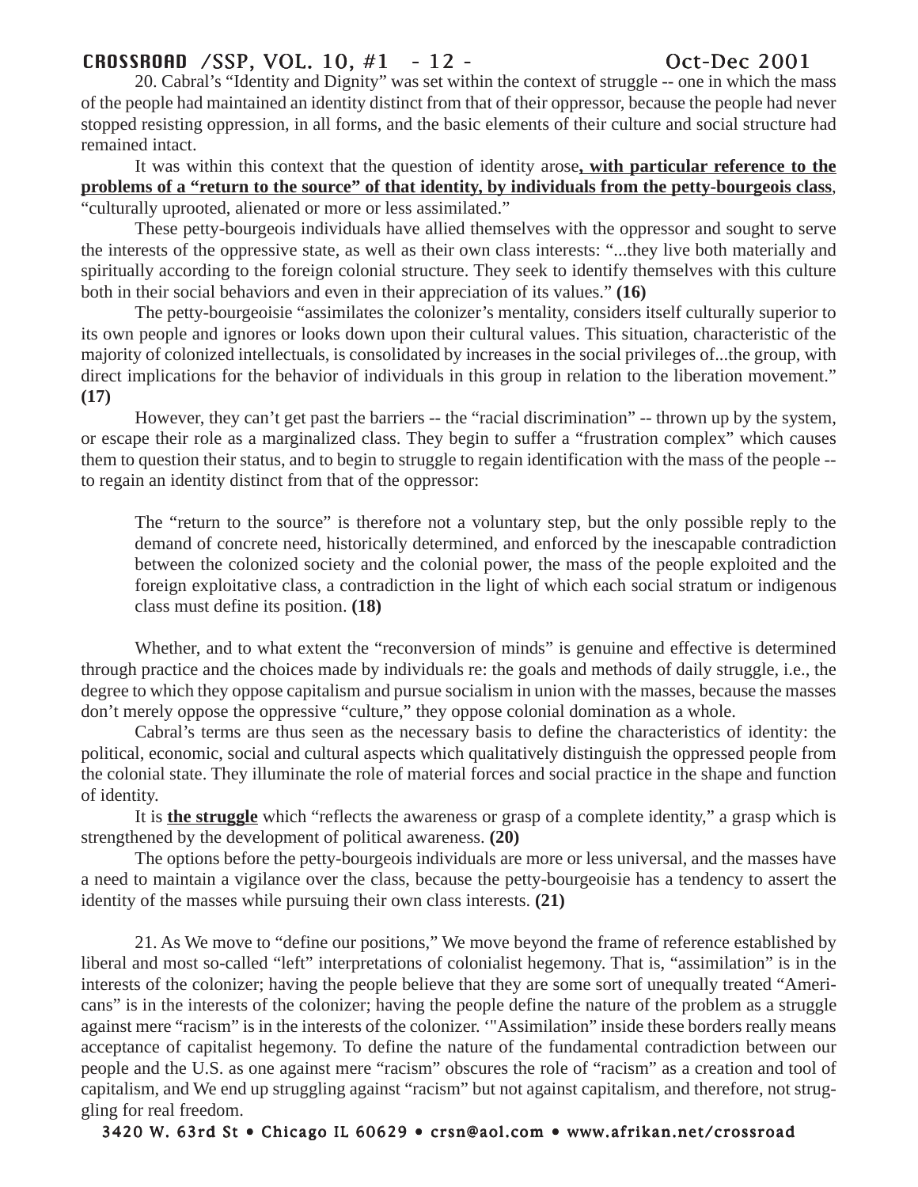20. Cabral's "Identity and Dignity" was set within the context of struggle -- one in which the mass of the people had maintained an identity distinct from that of their oppressor, because the people had never stopped resisting oppression, in all forms, and the basic elements of their culture and social structure had remained intact.

It was within this context that the question of identity arose**, with particular reference to the problems of a "return to the source" of that identity, by individuals from the petty-bourgeois class**, "culturally uprooted, alienated or more or less assimilated."

These petty-bourgeois individuals have allied themselves with the oppressor and sought to serve the interests of the oppressive state, as well as their own class interests: "...they live both materially and spiritually according to the foreign colonial structure. They seek to identify themselves with this culture both in their social behaviors and even in their appreciation of its values." **(16)**

The petty-bourgeoisie "assimilates the colonizer's mentality, considers itself culturally superior to its own people and ignores or looks down upon their cultural values. This situation, characteristic of the majority of colonized intellectuals, is consolidated by increases in the social privileges of...the group, with direct implications for the behavior of individuals in this group in relation to the liberation movement." **(17)**

However, they can't get past the barriers -- the "racial discrimination" -- thrown up by the system, or escape their role as a marginalized class. They begin to suffer a "frustration complex" which causes them to question their status, and to begin to struggle to regain identification with the mass of the people -- to regain an identity distinct from that of the oppressor:

> The "return to the source" is therefore not a voluntary step, but the only possible reply to the demand of concrete need, historically determined, and enforced by the inescapable contradiction between the colonized society and the colonial power, the mass of the people exploited and the foreign exploitative class, a contradiction in the light of which each social stratum or indigenous class must define its position. **(18)**

Whether, and to what extent the "reconversion of minds" is genuine and effective is determined through practice and the choices made by individuals re: the goals and methods of daily struggle, i.e., the degree to which they oppose capitalism and pursue socialism in union with the masses, because the masses don't merely oppose the oppressive "culture," they oppose colonial domination as a whole.

Cabral's terms are thus seen as the necessary basis to define the characteristics of identity: the political, economic, social and cultural aspects which qualitatively distinguish the oppressed people from the colonial state. They illuminate the role of material forces and social practice in the shape and function of identity.

It is **the struggle** which "reflects the awareness or grasp of a complete identity," a grasp which is strengthened by the development of political awareness. **(20)**

The options before the petty-bourgeois individuals are more or less universal, and the masses have a need to maintain a vigilance over the class, because the petty-bourgeoisie has a tendency to assert the identity of the masses while pursuing their own class interests. **(21)**

21. As We move to "define our positions," We move beyond the frame of reference established by liberal and most so-called "left" interpretations of colonialist hegemony. That is, "assimilation" is in the interests of the colonizer; having the people believe that they are some sort of unequally treated "Americans" is in the interests of the colonizer; having the people define the nature of the problem as a struggle against mere "racism" is in the interests of the colonizer. '"Assimilation" inside these borders really means acceptance of capitalist hegemony. To define the nature of the fundamental contradiction between our people and the U.S. as one against mere "racism" obscures the role of "racism" as a creation and tool of capitalism, and We end up struggling against "racism" but not against capitalism, and therefore, not struggling for real freedom.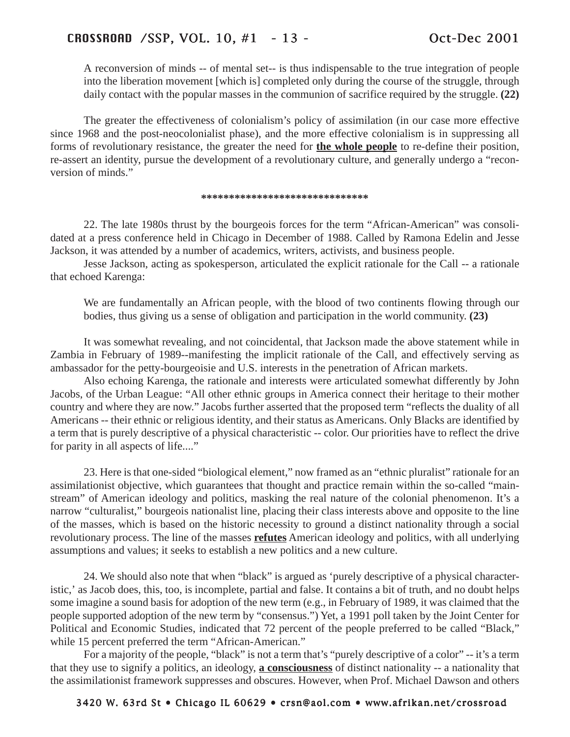> A reconversion of minds -- of mental set-- is thus indispensable to the true integration of people into the liberation movement [which is] completed only during the course of the struggle, through daily contact with the popular masses in the communion of sacrifice required by the struggle. **(22)**

The greater the effectiveness of colonialism's policy of assimilation (in our case more effective since 1968 and the post-neocolonialist phase), and the more effective colonialism is in suppressing all forms of revolutionary resistance, the greater the need for **<u>the whole people</u>** to re-define their position, re-assert an identity, pursue the development of a revolutionary culture, and generally undergo a "reconversion of minds."

\*\*\*\*\*\*\*\*\*\*\*\*\*\*\*\*\*\*\*\*\*\*\*\*\*\*\*\*\*\*

22. The late 1980s thrust by the bourgeois forces for the term "African-American" was consolidated at a press conference held in Chicago in December of 1988. Called by Ramona Edelin and Jesse Jackson, it was attended by a number of academics, writers, activists, and business people.

Jesse Jackson, acting as spokesperson, articulated the explicit rationale for the Call -- a rationale that echoed Karenga:

> We are fundamentally an African people, with the blood of two continents flowing through our bodies, thus giving us a sense of obligation and participation in the world community. **(23)**

It was somewhat revealing, and not coincidental, that Jackson made the above statement while in Zambia in February of 1989--manifesting the implicit rationale of the Call, and effectively serving as ambassador for the petty-bourgeoisie and U.S. interests in the penetration of African markets.

Also echoing Karenga, the rationale and interests were articulated somewhat differently by John Jacobs, of the Urban League: "All other ethnic groups in America connect their heritage to their mother country and where they are now." Jacobs further asserted that the proposed term "reflects the duality of all Americans -- their ethnic or religious identity, and their status as Americans. Only Blacks are identified by a term that is purely descriptive of a physical characteristic -- color. Our priorities have to reflect the drive for parity in all aspects of life...."

23. Here is that one-sided "biological element," now framed as an "ethnic pluralist" rationale for an assimilationist objective, which guarantees that thought and practice remain within the so-called "mainstream" of American ideology and politics, masking the real nature of the colonial phenomenon. It's a narrow "culturalist," bourgeois nationalist line, placing their class interests above and opposite to the line of the masses, which is based on the historic necessity to ground a distinct nationality through a social revolutionary process. The line of the masses **<u>refutes</u>** American ideology and politics, with all underlying assumptions and values; it seeks to establish a new politics and a new culture.

24. We should also note that when "black" is argued as 'purely descriptive of a physical characteristic,' as Jacob does, this, too, is incomplete, partial and false. It contains a bit of truth, and no doubt helps some imagine a sound basis for adoption of the new term (e.g., in February of 1989, it was claimed that the people supported adoption of the new term by "consensus.") Yet, a 1991 poll taken by the Joint Center for Political and Economic Studies, indicated that 72 percent of the people preferred to be called "Black," while 15 percent preferred the term "African-American."

For a majority of the people, "black" is not a term that's "purely descriptive of a color" -- it's a term that they use to signify a politics, an ideology, **<u>a consciousness</u>** of distinct nationality -- a nationality that the assimilationist framework suppresses and obscures. However, when Prof. Michael Dawson and others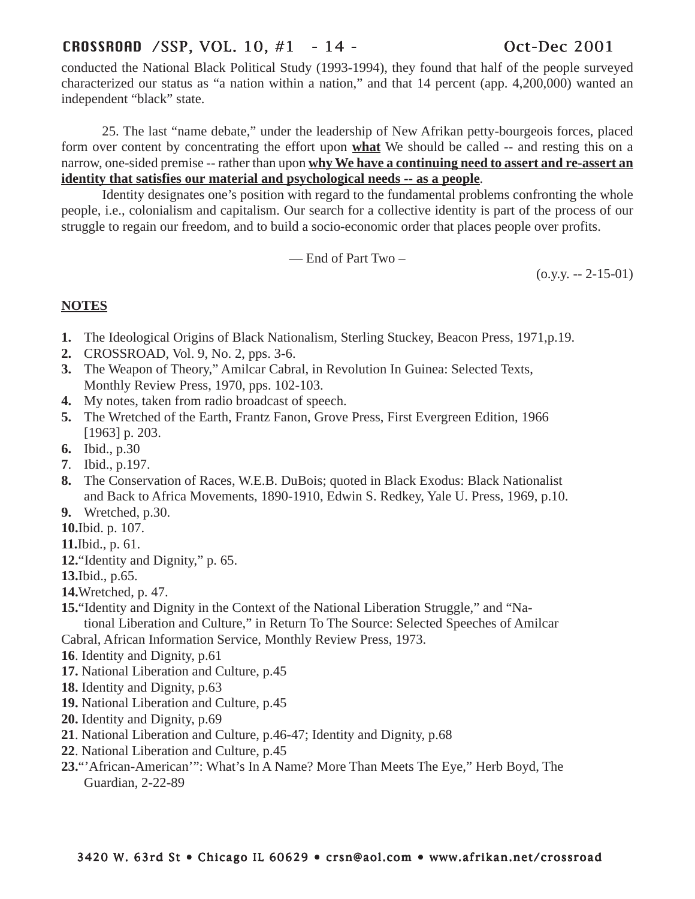conducted the National Black Political Study (1993-1994), they found that half of the people surveyed characterized our status as "a nation within a nation," and that 14 percent (app. 4,200,000) wanted an independent "black" state.

25. The last "name debate," under the leadership of New Afrikan petty-bourgeois forces, placed form over content by concentrating the effort upon **what** We should be called -- and resting this on a narrow, one-sided premise -- rather than upon **why We have a continuing need to assert and re-assert an identity that satisfies our material and psychological needs -- as a people**.

Identity designates one's position with regard to the fundamental problems confronting the whole people, i.e., colonialism and capitalism. Our search for a collective identity is part of the process of our struggle to regain our freedom, and to build a socio-economic order that places people over profits.

— End of Part Two –

(o.y.y. -- 2-15-01)

## NOTES

**1.** The Ideological Origins of Black Nationalism, Sterling Stuckey, Beacon Press, 1971,p.19.
**2.** CROSSROAD, Vol. 9, No. 2, pps. 3-6.
**3.** The Weapon of Theory," Amilcar Cabral, in Revolution In Guinea: Selected Texts, Monthly Review Press, 1970, pps. 102-103.
**4.** My notes, taken from radio broadcast of speech.
**5.** The Wretched of the Earth, Frantz Fanon, Grove Press, First Evergreen Edition, 1966 [1963] p. 203.
**6.** Ibid., p.30
**7**. Ibid., p.197.
**8.** The Conservation of Races, W.E.B. DuBois; quoted in Black Exodus: Black Nationalist and Back to Africa Movements, 1890-1910, Edwin S. Redkey, Yale U. Press, 1969, p.10.
**9.** Wretched, p.30.
**10.** Ibid. p. 107.
**11.** Ibid., p. 61.
**12.** "Identity and Dignity," p. 65.
**13.** Ibid., p.65.
**14.** Wretched, p. 47.
**15.** "Identity and Dignity in the Context of the National Liberation Struggle," and "National Liberation and Culture," in Return To The Source: Selected Speeches of Amilcar Cabral, African Information Service, Monthly Review Press, 1973.
**16**. Identity and Dignity, p.61
**17.** National Liberation and Culture, p.45
**18.** Identity and Dignity, p.63
**19.** National Liberation and Culture, p.45
**20.** Identity and Dignity, p.69
**21**. National Liberation and Culture, p.46-47; Identity and Dignity, p.68
**22**. National Liberation and Culture, p.45
**23.** "'African-American'": What's In A Name? More Than Meets The Eye," Herb Boyd, The Guardian, 2-22-89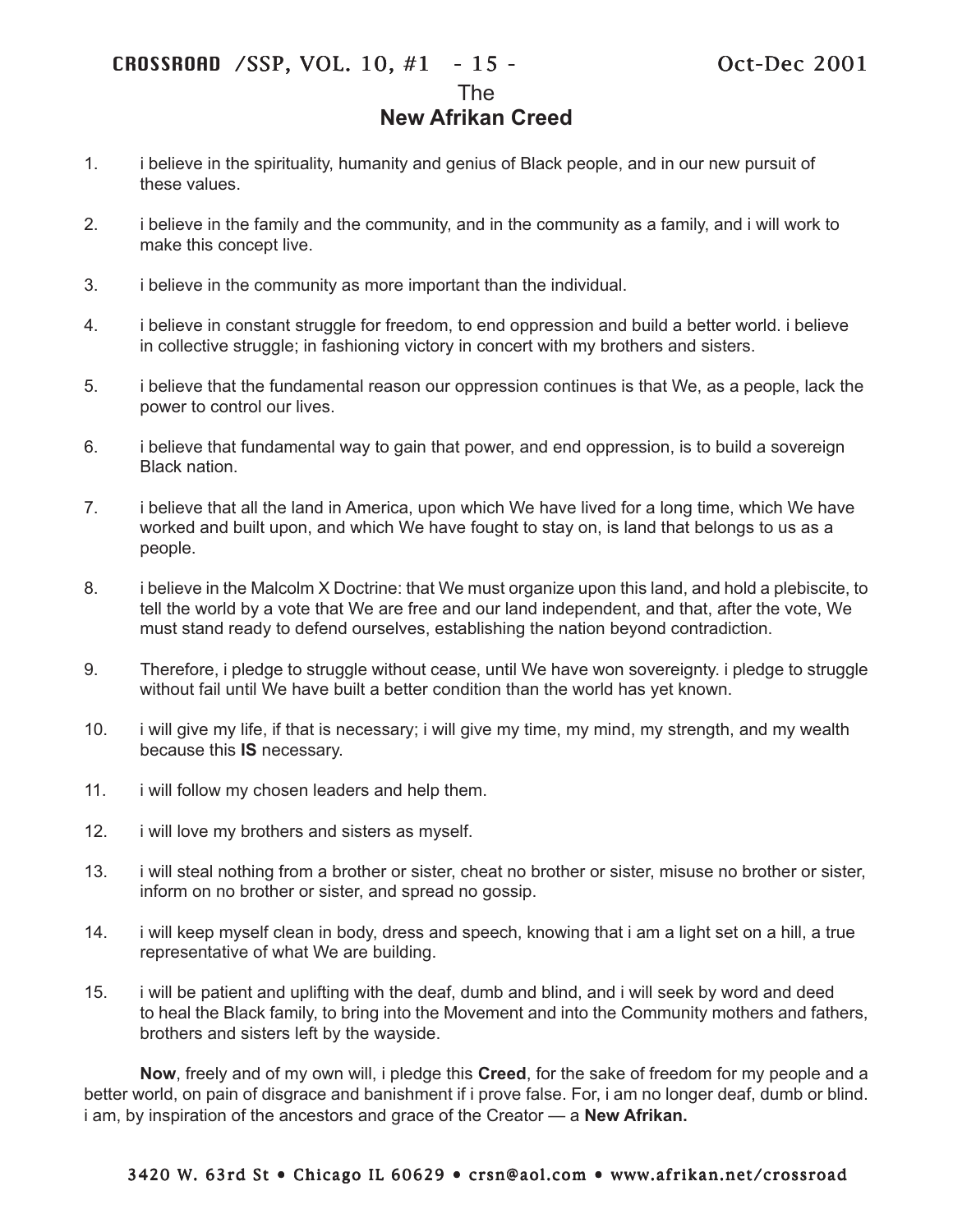# The
# New Afrikan Creed

1. i believe in the spirituality, humanity and genius of Black people, and in our new pursuit of these values.

2. i believe in the family and the community, and in the community as a family, and i will work to make this concept live.

3. i believe in the community as more important than the individual.

4. i believe in constant struggle for freedom, to end oppression and build a better world. i believe in collective struggle; in fashioning victory in concert with my brothers and sisters.

5. i believe that the fundamental reason our oppression continues is that We, as a people, lack the power to control our lives.

6. i believe that fundamental way to gain that power, and end oppression, is to build a sovereign Black nation.

7. i believe that all the land in America, upon which We have lived for a long time, which We have worked and built upon, and which We have fought to stay on, is land that belongs to us as a people.

8. i believe in the Malcolm X Doctrine: that We must organize upon this land, and hold a plebiscite, to tell the world by a vote that We are free and our land independent, and that, after the vote, We must stand ready to defend ourselves, establishing the nation beyond contradiction.

9. Therefore, i pledge to struggle without cease, until We have won sovereignty. i pledge to struggle without fail until We have built a better condition than the world has yet known.

10. i will give my life, if that is necessary; i will give my time, my mind, my strength, and my wealth because this **IS** necessary.

11. i will follow my chosen leaders and help them.

12. i will love my brothers and sisters as myself.

13. i will steal nothing from a brother or sister, cheat no brother or sister, misuse no brother or sister, inform on no brother or sister, and spread no gossip.

14. i will keep myself clean in body, dress and speech, knowing that i am a light set on a hill, a true representative of what We are building.

15. i will be patient and uplifting with the deaf, dumb and blind, and i will seek by word and deed to heal the Black family, to bring into the Movement and into the Community mothers and fathers, brothers and sisters left by the wayside.

**Now**, freely and of my own will, i pledge this **Creed**, for the sake of freedom for my people and a better world, on pain of disgrace and banishment if i prove false. For, i am no longer deaf, dumb or blind. i am, by inspiration of the ancestors and grace of the Creator — a **New Afrikan.**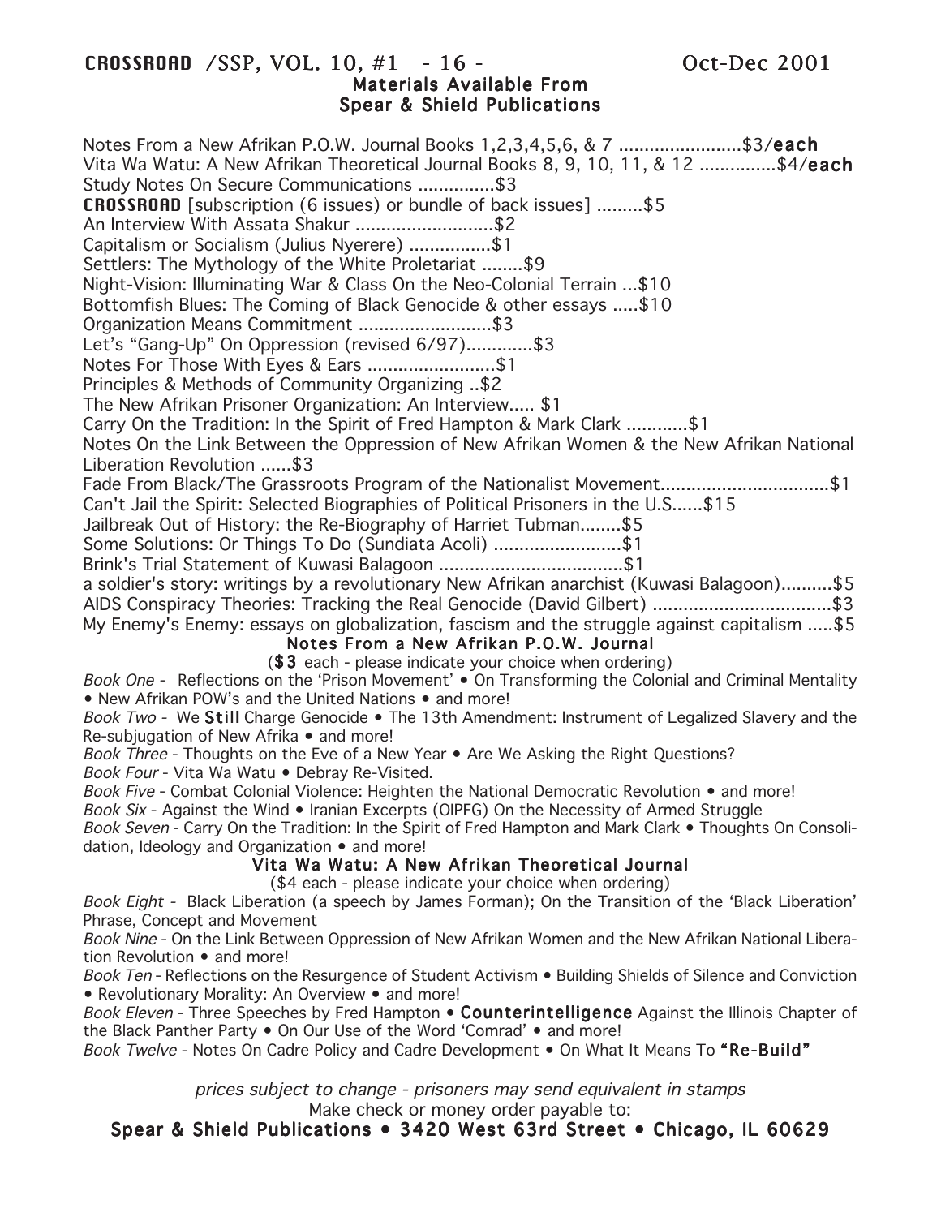## Materials Available From
## Spear & Shield Publications

Notes From a New Afrikan P.O.W. Journal Books 1,2,3,4,5,6, & 7 ........................$3/**each**
Vita Wa Watu: A New Afrikan Theoretical Journal Books 8, 9, 10, 11, & 12 ...............$4/**each**
Study Notes On Secure Communications ...............$3
**CROSSROAD** [subscription (6 issues) or bundle of back issues] .........$5
An Interview With Assata Shakur ...........................$2
Capitalism or Socialism (Julius Nyerere) ................$1
Settlers: The Mythology of the White Proletariat ........$9
Night-Vision: Illuminating War & Class On the Neo-Colonial Terrain ...$10
Bottomfish Blues: The Coming of Black Genocide & other essays .....$10
Organization Means Commitment ..........................$3
Let's "Gang-Up" On Oppression (revised 6/97).............$3
Notes For Those With Eyes & Ears .........................$1
Principles & Methods of Community Organizing ..$2
The New Afrikan Prisoner Organization: An Interview..... $1
Carry On the Tradition: In the Spirit of Fred Hampton & Mark Clark ............$1
Notes On the Link Between the Oppression of New Afrikan Women & the New Afrikan National Liberation Revolution ......$3
Fade From Black/The Grassroots Program of the Nationalist Movement.................................$1
Can't Jail the Spirit: Selected Biographies of Political Prisoners in the U.S......$15
Jailbreak Out of History: the Re-Biography of Harriet Tubman........$5
Some Solutions: Or Things To Do (Sundiata Acoli) .........................$1
Brink's Trial Statement of Kuwasi Balagoon ....................................$1
a soldier's story: writings by a revolutionary New Afrikan anarchist (Kuwasi Balagoon)..........$5
AIDS Conspiracy Theories: Tracking the Real Genocide (David Gilbert) ...................................$3
My Enemy's Enemy: essays on globalization, fascism and the struggle against capitalism .....$5

### Notes From a New Afrikan P.O.W. Journal

(**$3** each - please indicate your choice when ordering)

*Book One* - Reflections on the 'Prison Movement' • On Transforming the Colonial and Criminal Mentality • New Afrikan POW's and the United Nations • and more!
*Book Two* - We **Still** Charge Genocide • The 13th Amendment: Instrument of Legalized Slavery and the Re-subjugation of New Afrika • and more!
*Book Three* - Thoughts on the Eve of a New Year • Are We Asking the Right Questions?
*Book Four* - Vita Wa Watu • Debray Re-Visited.
*Book Five* - Combat Colonial Violence: Heighten the National Democratic Revolution • and more!
*Book Six* - Against the Wind • Iranian Excerpts (OIPFG) On the Necessity of Armed Struggle
*Book Seven* - Carry On the Tradition: In the Spirit of Fred Hampton and Mark Clark • Thoughts On Consolidation, Ideology and Organization • and more!

### Vita Wa Watu: A New Afrikan Theoretical Journal

($4 each - please indicate your choice when ordering)

*Book Eight* - Black Liberation (a speech by James Forman); On the Transition of the 'Black Liberation' Phrase, Concept and Movement
*Book Nine* - On the Link Between Oppression of New Afrikan Women and the New Afrikan National Liberation Revolution • and more!
*Book Ten* - Reflections on the Resurgence of Student Activism • Building Shields of Silence and Conviction • Revolutionary Morality: An Overview • and more!
*Book Eleven* - Three Speeches by Fred Hampton • **Counterintelligence** Against the Illinois Chapter of the Black Panther Party • On Our Use of the Word 'Comrade' • and more!
*Book Twelve* - Notes On Cadre Policy and Cadre Development • On What It Means To **"Re-Build"**

*prices subject to change - prisoners may send equivalent in stamps*
Make check or money order payable to:
**Spear & Shield Publications • 3420 West 63rd Street • Chicago, IL 60629**